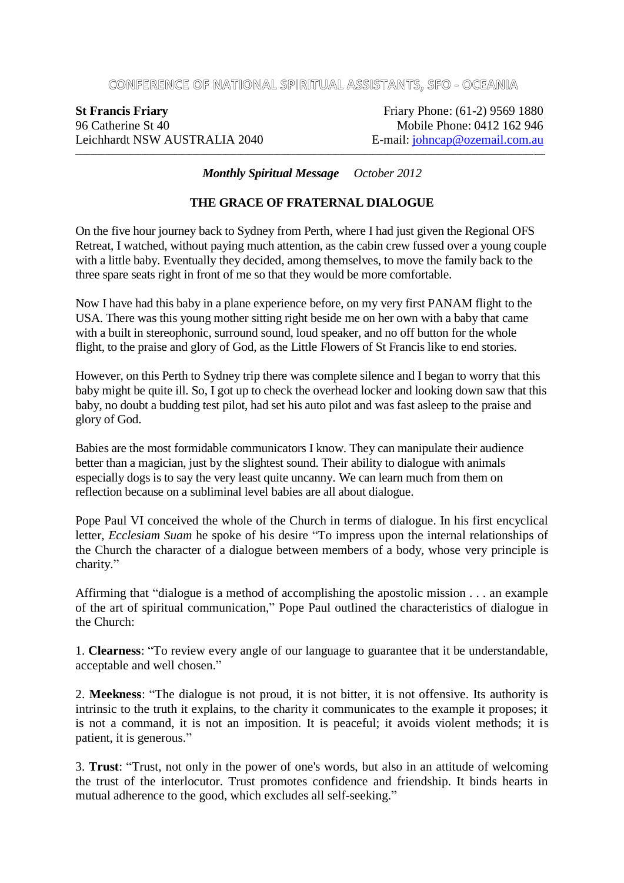CONFERENCE OF NATIONAL SPIRITUAL ASSISTANTS, SFO - OCEANIA

**St Francis Friary**
96 Catherine St 40
Leichhardt NSW AUSTRALIA 2040

Friary Phone: (61-2) 9569 1880
Mobile Phone: 0412 162 946
E-mail: johncap@ozemail.com.au

***Monthly Spiritual Message*** *October 2012*

## THE GRACE OF FRATERNAL DIALOGUE

On the five hour journey back to Sydney from Perth, where I had just given the Regional OFS Retreat, I watched, without paying much attention, as the cabin crew fussed over a young couple with a little baby. Eventually they decided, among themselves, to move the family back to the three spare seats right in front of me so that they would be more comfortable.

Now I have had this baby in a plane experience before, on my very first PANAM flight to the USA. There was this young mother sitting right beside me on her own with a baby that came with a built in stereophonic, surround sound, loud speaker, and no off button for the whole flight, to the praise and glory of God, as the Little Flowers of St Francis like to end stories.

However, on this Perth to Sydney trip there was complete silence and I began to worry that this baby might be quite ill. So, I got up to check the overhead locker and looking down saw that this baby, no doubt a budding test pilot, had set his auto pilot and was fast asleep to the praise and glory of God.

Babies are the most formidable communicators I know. They can manipulate their audience better than a magician, just by the slightest sound. Their ability to dialogue with animals especially dogs is to say the very least quite uncanny. We can learn much from them on reflection because on a subliminal level babies are all about dialogue.

Pope Paul VI conceived the whole of the Church in terms of dialogue. In his first encyclical letter, *Ecclesiam Suam* he spoke of his desire "To impress upon the internal relationships of the Church the character of a dialogue between members of a body, whose very principle is charity."

Affirming that "dialogue is a method of accomplishing the apostolic mission . . . an example of the art of spiritual communication," Pope Paul outlined the characteristics of dialogue in the Church:

1. **Clearness**: "To review every angle of our language to guarantee that it be understandable, acceptable and well chosen."

2. **Meekness**: "The dialogue is not proud, it is not bitter, it is not offensive. Its authority is intrinsic to the truth it explains, to the charity it communicates to the example it proposes; it is not a command, it is not an imposition. It is peaceful; it avoids violent methods; it is patient, it is generous."

3. **Trust**: "Trust, not only in the power of one's words, but also in an attitude of welcoming the trust of the interlocutor. Trust promotes confidence and friendship. It binds hearts in mutual adherence to the good, which excludes all self-seeking."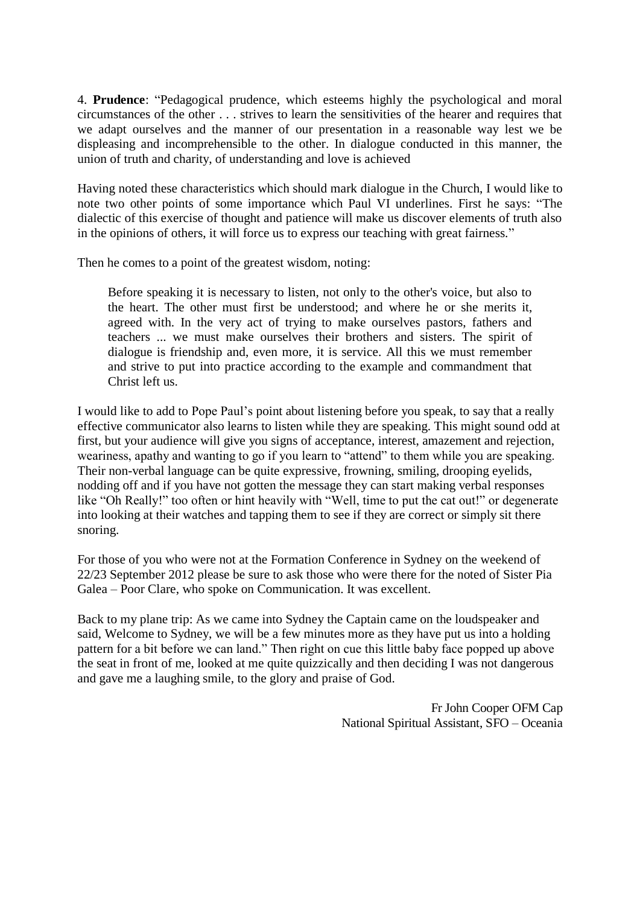4. **Prudence**: "Pedagogical prudence, which esteems highly the psychological and moral circumstances of the other . . . strives to learn the sensitivities of the hearer and requires that we adapt ourselves and the manner of our presentation in a reasonable way lest we be displeasing and incomprehensible to the other. In dialogue conducted in this manner, the union of truth and charity, of understanding and love is achieved

Having noted these characteristics which should mark dialogue in the Church, I would like to note two other points of some importance which Paul VI underlines. First he says: "The dialectic of this exercise of thought and patience will make us discover elements of truth also in the opinions of others, it will force us to express our teaching with great fairness."

Then he comes to a point of the greatest wisdom, noting:

> Before speaking it is necessary to listen, not only to the other's voice, but also to the heart. The other must first be understood; and where he or she merits it, agreed with. In the very act of trying to make ourselves pastors, fathers and teachers ... we must make ourselves their brothers and sisters. The spirit of dialogue is friendship and, even more, it is service. All this we must remember and strive to put into practice according to the example and commandment that Christ left us.

I would like to add to Pope Paul's point about listening before you speak, to say that a really effective communicator also learns to listen while they are speaking. This might sound odd at first, but your audience will give you signs of acceptance, interest, amazement and rejection, weariness, apathy and wanting to go if you learn to "attend" to them while you are speaking. Their non-verbal language can be quite expressive, frowning, smiling, drooping eyelids, nodding off and if you have not gotten the message they can start making verbal responses like "Oh Really!" too often or hint heavily with "Well, time to put the cat out!" or degenerate into looking at their watches and tapping them to see if they are correct or simply sit there snoring.

For those of you who were not at the Formation Conference in Sydney on the weekend of 22/23 September 2012 please be sure to ask those who were there for the noted of Sister Pia Galea – Poor Clare, who spoke on Communication. It was excellent.

Back to my plane trip: As we came into Sydney the Captain came on the loudspeaker and said, Welcome to Sydney, we will be a few minutes more as they have put us into a holding pattern for a bit before we can land." Then right on cue this little baby face popped up above the seat in front of me, looked at me quite quizzically and then deciding I was not dangerous and gave me a laughing smile, to the glory and praise of God.

Fr John Cooper OFM Cap
National Spiritual Assistant, SFO – Oceania